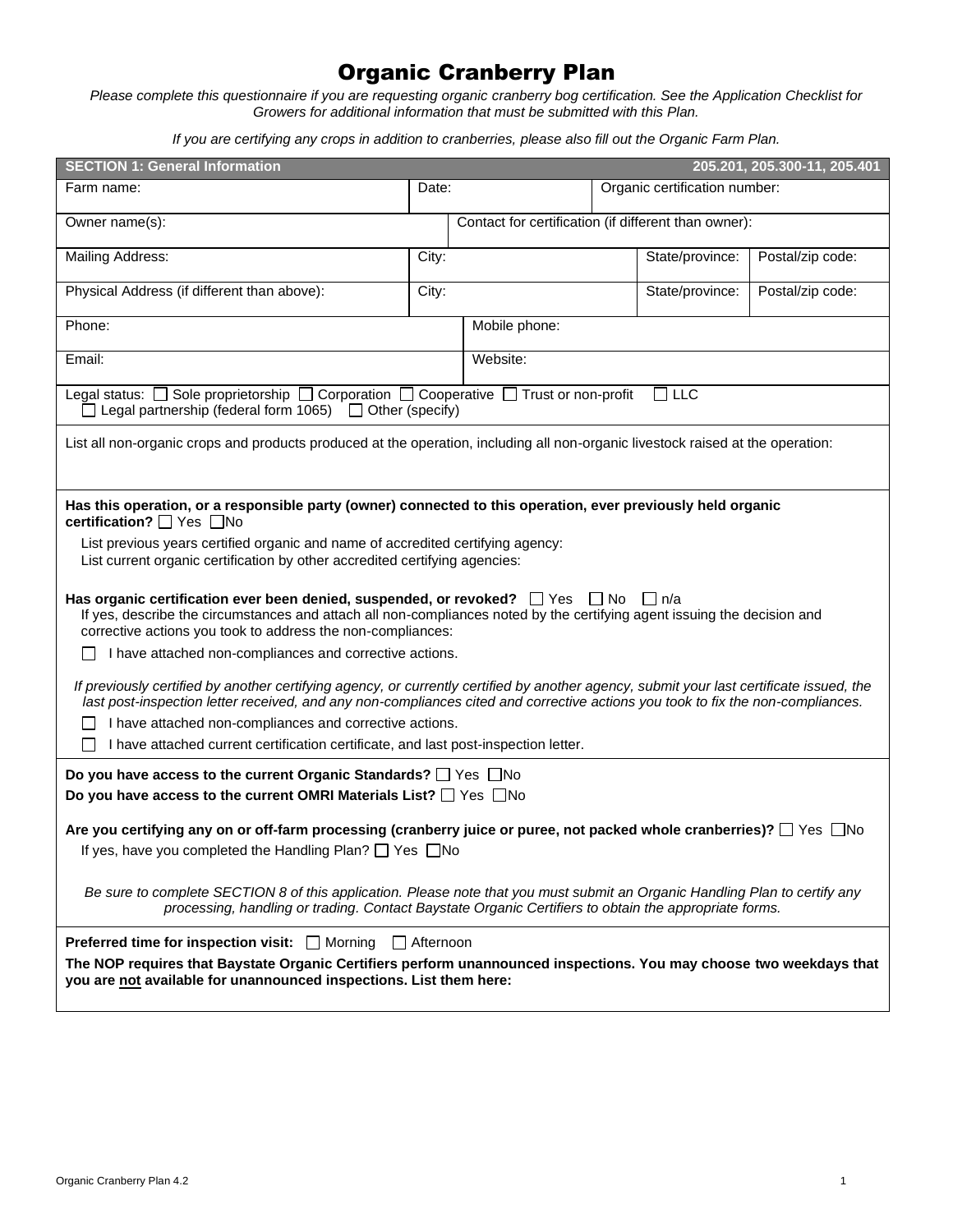# Organic Cranberry Plan

*Please complete this questionnaire if you are requesting organic cranberry bog certification. See the Application Checklist for Growers for additional information that must be submitted with this Plan.*

*If you are certifying any crops in addition to cranberries, please also fill out the Organic Farm Plan.*

## SECTION 1: General Information — 205.201, 205.300-11, 205.401

| Farm name: | Date: | Organic certification number: | |
|---|---|---|---|
| Owner name(s): | Contact for certification (if different than owner): | | |
| Mailing Address: | City: | State/province: | Postal/zip code: |
| Physical Address (if different than above): | City: | State/province: | Postal/zip code: |
| Phone: | Mobile phone: | | |
| Email: | Website: | | |

Legal status: ☐ Sole proprietorship ☐ Corporation ☐ Cooperative ☐ Trust or non-profit ☐ LLC ☐ Legal partnership (federal form 1065) ☐ Other (specify)

List all non-organic crops and products produced at the operation, including all non-organic livestock raised at the operation:

**Has this operation, or a responsible party (owner) connected to this operation, ever previously held organic certification?** ☐ Yes ☐ No

List previous years certified organic and name of accredited certifying agency:

List current organic certification by other accredited certifying agencies:

**Has organic certification ever been denied, suspended, or revoked?** ☐ Yes ☐ No ☐ n/a

If yes, describe the circumstances and attach all non-compliances noted by the certifying agent issuing the decision and corrective actions you took to address the non-compliances:

☐ I have attached non-compliances and corrective actions.

*If previously certified by another certifying agency, or currently certified by another agency, submit your last certificate issued, the last post-inspection letter received, and any non-compliances cited and corrective actions you took to fix the non-compliances.*

☐ I have attached non-compliances and corrective actions.

☐ I have attached current certification certificate, and last post-inspection letter.

**Do you have access to the current Organic Standards?** ☐ Yes ☐ No

**Do you have access to the current OMRI Materials List?** ☐ Yes ☐ No

**Are you certifying any on or off-farm processing (cranberry juice or puree, not packed whole cranberries)?** ☐ Yes ☐ No

If yes, have you completed the Handling Plan? ☐ Yes ☐ No

*Be sure to complete SECTION 8 of this application. Please note that you must submit an Organic Handling Plan to certify any processing, handling or trading. Contact Baystate Organic Certifiers to obtain the appropriate forms.*

**Preferred time for inspection visit:** ☐ Morning ☐ Afternoon

**The NOP requires that Baystate Organic Certifiers perform unannounced inspections. You may choose two weekdays that you are not available for unannounced inspections. List them here:**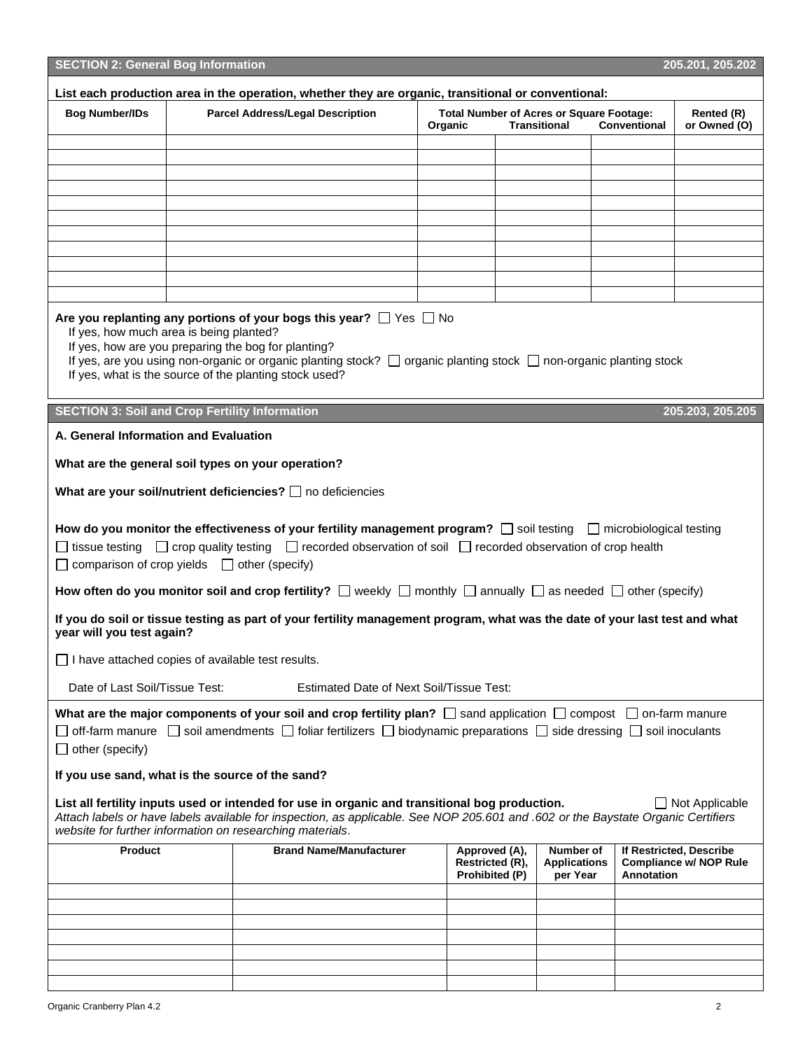## SECTION 2: General Bog Information 205.201, 205.202

**List each production area in the operation, whether they are organic, transitional or conventional:**

| Bog Number/IDs | Parcel Address/Legal Description | Total Number of Acres or Square Footage: Organic | Transitional | Conventional | Rented (R) or Owned (O) |
|---|---|---|---|---|---|
| | | | | | |
| | | | | | |
| | | | | | |
| | | | | | |
| | | | | | |
| | | | | | |
| | | | | | |
| | | | | | |
| | | | | | |
| | | | | | |
| | | | | | |

**Are you replanting any portions of your bogs this year?** ☐ Yes ☐ No

If yes, how much area is being planted?

If yes, how are you preparing the bog for planting?

If yes, are you using non-organic or organic planting stock? ☐ organic planting stock ☐ non-organic planting stock

If yes, what is the source of the planting stock used?

## SECTION 3: Soil and Crop Fertility Information 205.203, 205.205

### A. General Information and Evaluation

**What are the general soil types on your operation?**

**What are your soil/nutrient deficiencies?** ☐ no deficiencies

**How do you monitor the effectiveness of your fertility management program?** ☐ soil testing ☐ microbiological testing ☐ tissue testing ☐ crop quality testing ☐ recorded observation of soil ☐ recorded observation of crop health ☐ comparison of crop yields ☐ other (specify)

**How often do you monitor soil and crop fertility?** ☐ weekly ☐ monthly ☐ annually ☐ as needed ☐ other (specify)

**If you do soil or tissue testing as part of your fertility management program, what was the date of your last test and what year will you test again?**

☐ I have attached copies of available test results.

Date of Last Soil/Tissue Test: Estimated Date of Next Soil/Tissue Test:

**What are the major components of your soil and crop fertility plan?** ☐ sand application ☐ compost ☐ on-farm manure ☐ off-farm manure ☐ soil amendments ☐ foliar fertilizers ☐ biodynamic preparations ☐ side dressing ☐ soil inoculants ☐ other (specify)

**If you use sand, what is the source of the sand?**

**List all fertility inputs used or intended for use in organic and transitional bog production.** ☐ Not Applicable

*Attach labels or have labels available for inspection, as applicable. See NOP 205.601 and .602 or the Baystate Organic Certifiers website for further information on researching materials.*

| Product | Brand Name/Manufacturer | Approved (A), Restricted (R), Prohibited (P) | Number of Applications per Year | If Restricted, Describe Compliance w/ NOP Rule Annotation |
|---|---|---|---|---|
| | | | | |
| | | | | |
| | | | | |
| | | | | |
| | | | | |
| | | | | |
| | | | | |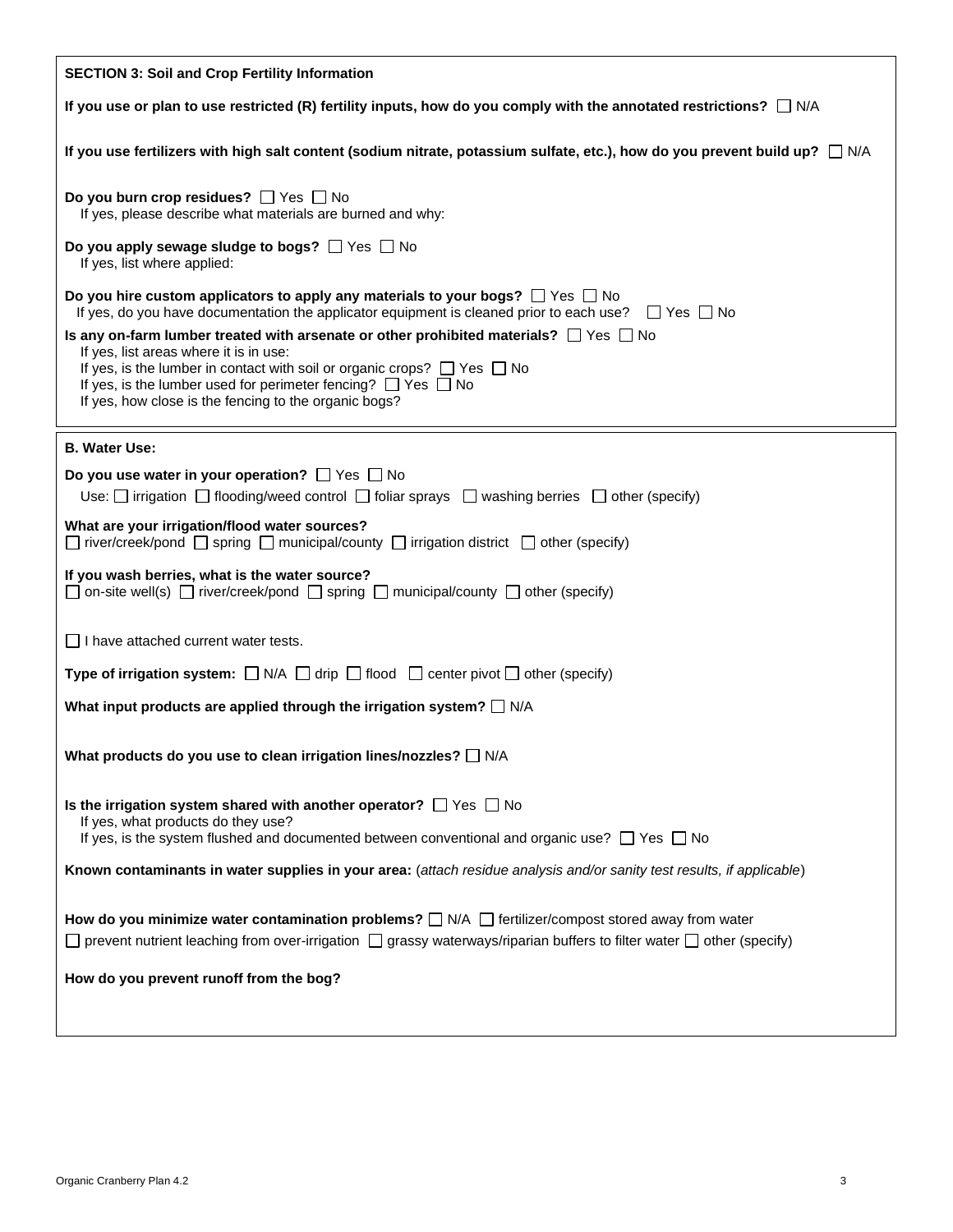**SECTION 3: Soil and Crop Fertility Information**

**If you use or plan to use restricted (R) fertility inputs, how do you comply with the annotated restrictions?** ☐ N/A

**If you use fertilizers with high salt content (sodium nitrate, potassium sulfate, etc.), how do you prevent build up?** ☐ N/A

**Do you burn crop residues?** ☐ Yes ☐ No
If yes, please describe what materials are burned and why:

**Do you apply sewage sludge to bogs?** ☐ Yes ☐ No
If yes, list where applied:

**Do you hire custom applicators to apply any materials to your bogs?** ☐ Yes ☐ No
If yes, do you have documentation the applicator equipment is cleaned prior to each use? ☐ Yes ☐ No

**Is any on-farm lumber treated with arsenate or other prohibited materials?** ☐ Yes ☐ No
If yes, list areas where it is in use:
If yes, is the lumber in contact with soil or organic crops? ☐ Yes ☐ No
If yes, is the lumber used for perimeter fencing? ☐ Yes ☐ No
If yes, how close is the fencing to the organic bogs?

**B. Water Use:**

**Do you use water in your operation?** ☐ Yes ☐ No
Use: ☐ irrigation ☐ flooding/weed control ☐ foliar sprays ☐ washing berries ☐ other (specify)

**What are your irrigation/flood water sources?**
☐ river/creek/pond ☐ spring ☐ municipal/county ☐ irrigation district ☐ other (specify)

**If you wash berries, what is the water source?**
☐ on-site well(s) ☐ river/creek/pond ☐ spring ☐ municipal/county ☐ other (specify)

☐ I have attached current water tests.

**Type of irrigation system:** ☐ N/A ☐ drip ☐ flood ☐ center pivot ☐ other (specify)

**What input products are applied through the irrigation system?** ☐ N/A

**What products do you use to clean irrigation lines/nozzles?** ☐ N/A

**Is the irrigation system shared with another operator?** ☐ Yes ☐ No
If yes, what products do they use?
If yes, is the system flushed and documented between conventional and organic use? ☐ Yes ☐ No

**Known contaminants in water supplies in your area:** (*attach residue analysis and/or sanity test results, if applicable*)

**How do you minimize water contamination problems?** ☐ N/A ☐ fertilizer/compost stored away from water
☐ prevent nutrient leaching from over-irrigation ☐ grassy waterways/riparian buffers to filter water ☐ other (specify)

**How do you prevent runoff from the bog?**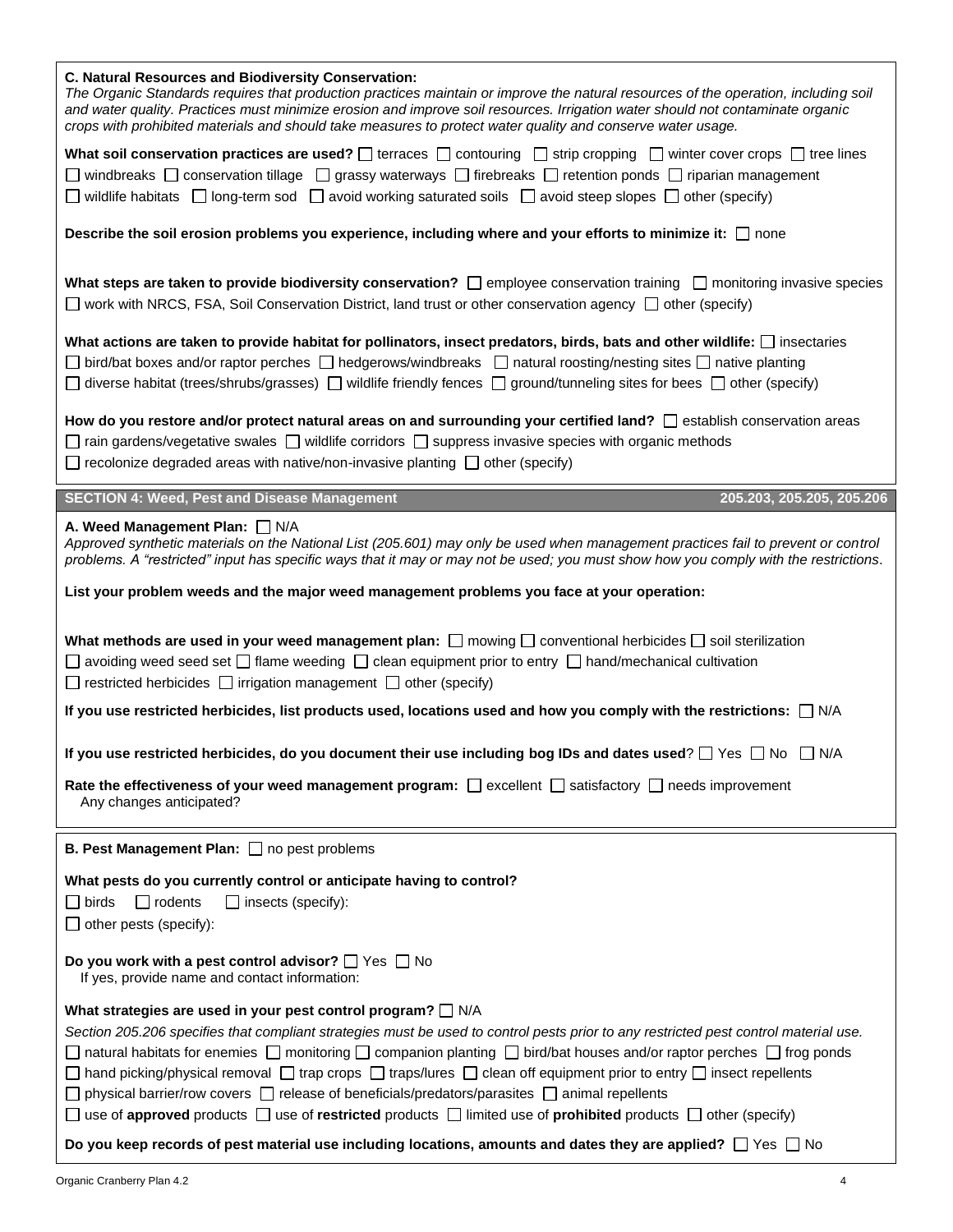**C. Natural Resources and Biodiversity Conservation:**

*The Organic Standards requires that production practices maintain or improve the natural resources of the operation, including soil and water quality. Practices must minimize erosion and improve soil resources. Irrigation water should not contaminate organic crops with prohibited materials and should take measures to protect water quality and conserve water usage.*

**What soil conservation practices are used?** ☐ terraces ☐ contouring ☐ strip cropping ☐ winter cover crops ☐ tree lines ☐ windbreaks ☐ conservation tillage ☐ grassy waterways ☐ firebreaks ☐ retention ponds ☐ riparian management ☐ wildlife habitats ☐ long-term sod ☐ avoid working saturated soils ☐ avoid steep slopes ☐ other (specify)

**Describe the soil erosion problems you experience, including where and your efforts to minimize it:** ☐ none

**What steps are taken to provide biodiversity conservation?** ☐ employee conservation training ☐ monitoring invasive species ☐ work with NRCS, FSA, Soil Conservation District, land trust or other conservation agency ☐ other (specify)

**What actions are taken to provide habitat for pollinators, insect predators, birds, bats and other wildlife:** ☐ insectaries ☐ bird/bat boxes and/or raptor perches ☐ hedgerows/windbreaks ☐ natural roosting/nesting sites ☐ native planting ☐ diverse habitat (trees/shrubs/grasses) ☐ wildlife friendly fences ☐ ground/tunneling sites for bees ☐ other (specify)

**How do you restore and/or protect natural areas on and surrounding your certified land?** ☐ establish conservation areas ☐ rain gardens/vegetative swales ☐ wildlife corridors ☐ suppress invasive species with organic methods ☐ recolonize degraded areas with native/non-invasive planting ☐ other (specify)

## SECTION 4: Weed, Pest and Disease Management — 205.203, 205.205, 205.206

**A. Weed Management Plan:** ☐ N/A

*Approved synthetic materials on the National List (205.601) may only be used when management practices fail to prevent or control problems. A "restricted" input has specific ways that it may or may not be used; you must show how you comply with the restrictions.*

**List your problem weeds and the major weed management problems you face at your operation:**

**What methods are used in your weed management plan:** ☐ mowing ☐ conventional herbicides ☐ soil sterilization ☐ avoiding weed seed set ☐ flame weeding ☐ clean equipment prior to entry ☐ hand/mechanical cultivation ☐ restricted herbicides ☐ irrigation management ☐ other (specify)

**If you use restricted herbicides, list products used, locations used and how you comply with the restrictions:** ☐ N/A

**If you use restricted herbicides, do you document their use including bog IDs and dates used**? ☐ Yes ☐ No ☐ N/A

**Rate the effectiveness of your weed management program:** ☐ excellent ☐ satisfactory ☐ needs improvement
Any changes anticipated?

**B. Pest Management Plan:** ☐ no pest problems

**What pests do you currently control or anticipate having to control?**
☐ birds ☐ rodents ☐ insects (specify):
☐ other pests (specify):

**Do you work with a pest control advisor?** ☐ Yes ☐ No
If yes, provide name and contact information:

**What strategies are used in your pest control program?** ☐ N/A

*Section 205.206 specifies that compliant strategies must be used to control pests prior to any restricted pest control material use.*

☐ natural habitats for enemies ☐ monitoring ☐ companion planting ☐ bird/bat houses and/or raptor perches ☐ frog ponds ☐ hand picking/physical removal ☐ trap crops ☐ traps/lures ☐ clean off equipment prior to entry ☐ insect repellents ☐ physical barrier/row covers ☐ release of beneficials/predators/parasites ☐ animal repellents ☐ use of **approved** products ☐ use of **restricted** products ☐ limited use of **prohibited** products ☐ other (specify)

**Do you keep records of pest material use including locations, amounts and dates they are applied?** ☐ Yes ☐ No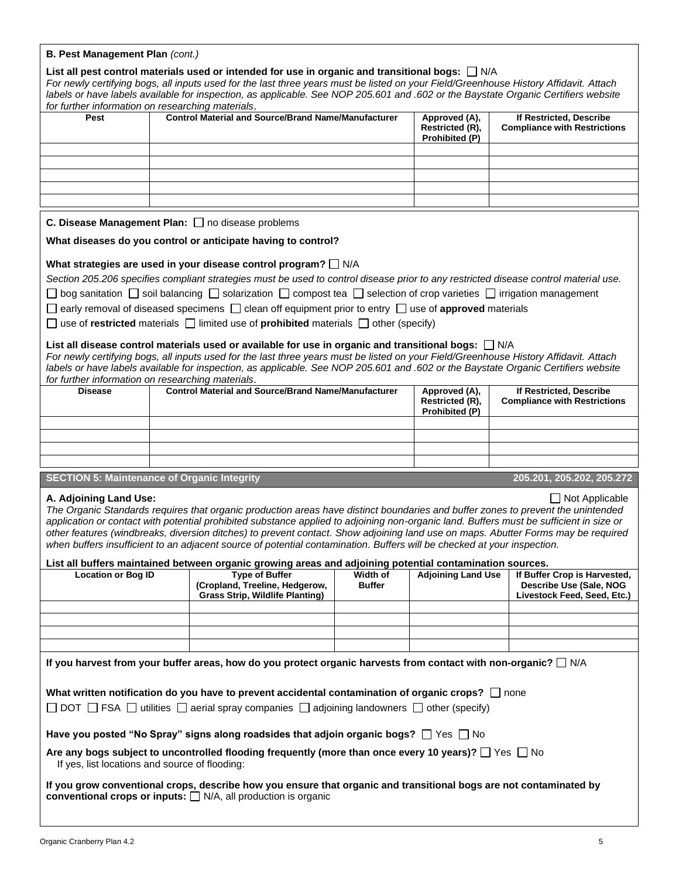**B. Pest Management Plan** *(cont.)*

**List all pest control materials used or intended for use in organic and transitional bogs:** ☐ N/A
*For newly certifying bogs, all inputs used for the last three years must be listed on your Field/Greenhouse History Affidavit. Attach labels or have labels available for inspection, as applicable. See NOP 205.601 and .602 or the Baystate Organic Certifiers website for further information on researching materials.*

| Pest | Control Material and Source/Brand Name/Manufacturer | Approved (A), Restricted (R), Prohibited (P) | If Restricted, Describe Compliance with Restrictions |
|---|---|---|---|
| | | | |
| | | | |
| | | | |
| | | | |
| | | | |

**C. Disease Management Plan:** ☐ no disease problems

**What diseases do you control or anticipate having to control?**

**What strategies are used in your disease control program?** ☐ N/A

*Section 205.206 specifies compliant strategies must be used to control disease prior to any restricted disease control material use.*

☐ bog sanitation ☐ soil balancing ☐ solarization ☐ compost tea ☐ selection of crop varieties ☐ irrigation management

☐ early removal of diseased specimens ☐ clean off equipment prior to entry ☐ use of **approved** materials

☐ use of **restricted** materials ☐ limited use of **prohibited** materials ☐ other (specify)

**List all disease control materials used or available for use in organic and transitional bogs:** ☐ N/A
*For newly certifying bogs, all inputs used for the last three years must be listed on your Field/Greenhouse History Affidavit. Attach labels or have labels available for inspection, as applicable. See NOP 205.601 and .602 or the Baystate Organic Certifiers website for further information on researching materials.*

| Disease | Control Material and Source/Brand Name/Manufacturer | Approved (A), Restricted (R), Prohibited (P) | If Restricted, Describe Compliance with Restrictions |
|---|---|---|---|
| | | | |
| | | | |
| | | | |
| | | | |

## SECTION 5: Maintenance of Organic Integrity — 205.201, 205.202, 205.272

**A. Adjoining Land Use:** ☐ Not Applicable
*The Organic Standards requires that organic production areas have distinct boundaries and buffer zones to prevent the unintended application or contact with potential prohibited substance applied to adjoining non-organic land. Buffers must be sufficient in size or other features (windbreaks, diversion ditches) to prevent contact. Show adjoining land use on maps. Abutter Forms may be required when buffers insufficient to an adjacent source of potential contamination. Buffers will be checked at your inspection.*

**List all buffers maintained between organic growing areas and adjoining potential contamination sources.**

| Location or Bog ID | Type of Buffer (Cropland, Treeline, Hedgerow, Grass Strip, Wildlife Planting) | Width of Buffer | Adjoining Land Use | If Buffer Crop is Harvested, Describe Use (Sale, NOG Livestock Feed, Seed, Etc.) |
|---|---|---|---|---|
| | | | | |
| | | | | |
| | | | | |
| | | | | |

**If you harvest from your buffer areas, how do you protect organic harvests from contact with non-organic?** ☐ N/A

**What written notification do you have to prevent accidental contamination of organic crops?** ☐ none

☐ DOT ☐ FSA ☐ utilities ☐ aerial spray companies ☐ adjoining landowners ☐ other (specify)

**Have you posted "No Spray" signs along roadsides that adjoin organic bogs?** ☐ Yes ☐ No

**Are any bogs subject to uncontrolled flooding frequently (more than once every 10 years)?** ☐ Yes ☐ No
If yes, list locations and source of flooding:

**If you grow conventional crops, describe how you ensure that organic and transitional bogs are not contaminated by conventional crops or inputs:** ☐ N/A, all production is organic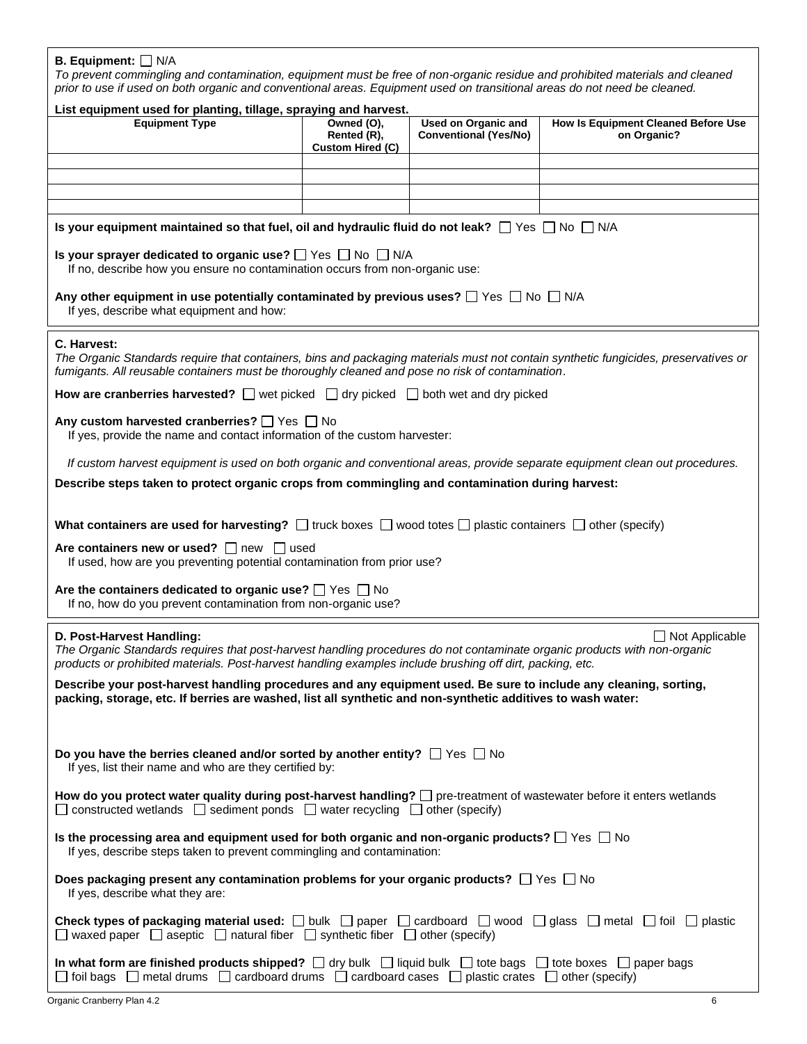**B. Equipment:** ☐ N/A

*To prevent commingling and contamination, equipment must be free of non-organic residue and prohibited materials and cleaned prior to use if used on both organic and conventional areas. Equipment used on transitional areas do not need be cleaned.*

**List equipment used for planting, tillage, spraying and harvest.**

| Equipment Type | Owned (O), Rented (R), Custom Hired (C) | Used on Organic and Conventional (Yes/No) | How Is Equipment Cleaned Before Use on Organic? |
|---|---|---|---|
| | | | |
| | | | |
| | | | |
| | | | |

**Is your equipment maintained so that fuel, oil and hydraulic fluid do not leak?** ☐ Yes ☐ No ☐ N/A

**Is your sprayer dedicated to organic use?** ☐ Yes ☐ No ☐ N/A
If no, describe how you ensure no contamination occurs from non-organic use:

**Any other equipment in use potentially contaminated by previous uses?** ☐ Yes ☐ No ☐ N/A
If yes, describe what equipment and how:

**C. Harvest:**

*The Organic Standards require that containers, bins and packaging materials must not contain synthetic fungicides, preservatives or fumigants. All reusable containers must be thoroughly cleaned and pose no risk of contamination.*

**How are cranberries harvested?** ☐ wet picked ☐ dry picked ☐ both wet and dry picked

**Any custom harvested cranberries?** ☐ Yes ☐ No
If yes, provide the name and contact information of the custom harvester:

*If custom harvest equipment is used on both organic and conventional areas, provide separate equipment clean out procedures.*

**Describe steps taken to protect organic crops from commingling and contamination during harvest:**

**What containers are used for harvesting?** ☐ truck boxes ☐ wood totes ☐ plastic containers ☐ other (specify)

**Are containers new or used?** ☐ new ☐ used
If used, how are you preventing potential contamination from prior use?

**Are the containers dedicated to organic use?** ☐ Yes ☐ No
If no, how do you prevent contamination from non-organic use?

**D. Post-Harvest Handling:** ☐ Not Applicable

*The Organic Standards requires that post-harvest handling procedures do not contaminate organic products with non-organic products or prohibited materials. Post-harvest handling examples include brushing off dirt, packing, etc.*

**Describe your post-harvest handling procedures and any equipment used. Be sure to include any cleaning, sorting, packing, storage, etc. If berries are washed, list all synthetic and non-synthetic additives to wash water:**

**Do you have the berries cleaned and/or sorted by another entity?** ☐ Yes ☐ No
If yes, list their name and who are they certified by:

**How do you protect water quality during post-harvest handling?** ☐ pre-treatment of wastewater before it enters wetlands ☐ constructed wetlands ☐ sediment ponds ☐ water recycling ☐ other (specify)

**Is the processing area and equipment used for both organic and non-organic products?** ☐ Yes ☐ No
If yes, describe steps taken to prevent commingling and contamination:

**Does packaging present any contamination problems for your organic products?** ☐ Yes ☐ No
If yes, describe what they are:

**Check types of packaging material used:** ☐ bulk ☐ paper ☐ cardboard ☐ wood ☐ glass ☐ metal ☐ foil ☐ plastic ☐ waxed paper ☐ aseptic ☐ natural fiber ☐ synthetic fiber ☐ other (specify)

**In what form are finished products shipped?** ☐ dry bulk ☐ liquid bulk ☐ tote bags ☐ tote boxes ☐ paper bags ☐ foil bags ☐ metal drums ☐ cardboard drums ☐ cardboard cases ☐ plastic crates ☐ other (specify)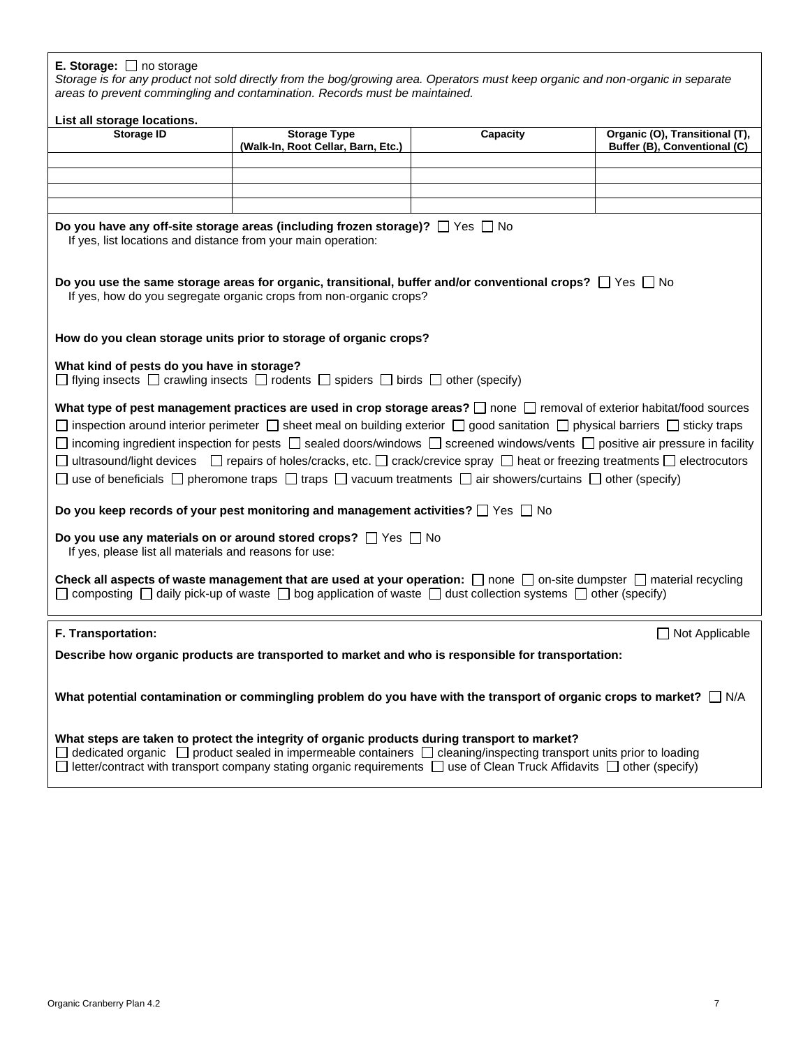**E. Storage:** ☐ no storage

*Storage is for any product not sold directly from the bog/growing area. Operators must keep organic and non-organic in separate areas to prevent commingling and contamination. Records must be maintained.*

**List all storage locations.**

| Storage ID | Storage Type (Walk-In, Root Cellar, Barn, Etc.) | Capacity | Organic (O), Transitional (T), Buffer (B), Conventional (C) |
|---|---|---|---|
| | | | |
| | | | |
| | | | |
| | | | |

**Do you have any off-site storage areas (including frozen storage)?** ☐ Yes ☐ No
If yes, list locations and distance from your main operation:

**Do you use the same storage areas for organic, transitional, buffer and/or conventional crops?** ☐ Yes ☐ No
If yes, how do you segregate organic crops from non-organic crops?

**How do you clean storage units prior to storage of organic crops?**

**What kind of pests do you have in storage?**
☐ flying insects ☐ crawling insects ☐ rodents ☐ spiders ☐ birds ☐ other (specify)

**What type of pest management practices are used in crop storage areas?** ☐ none ☐ removal of exterior habitat/food sources ☐ inspection around interior perimeter ☐ sheet meal on building exterior ☐ good sanitation ☐ physical barriers ☐ sticky traps ☐ incoming ingredient inspection for pests ☐ sealed doors/windows ☐ screened windows/vents ☐ positive air pressure in facility ☐ ultrasound/light devices ☐ repairs of holes/cracks, etc. ☐ crack/crevice spray ☐ heat or freezing treatments ☐ electrocutors ☐ use of beneficials ☐ pheromone traps ☐ traps ☐ vacuum treatments ☐ air showers/curtains ☐ other (specify)

**Do you keep records of your pest monitoring and management activities?** ☐ Yes ☐ No

**Do you use any materials on or around stored crops?** ☐ Yes ☐ No
If yes, please list all materials and reasons for use:

**Check all aspects of waste management that are used at your operation:** ☐ none ☐ on-site dumpster ☐ material recycling ☐ composting ☐ daily pick-up of waste ☐ bog application of waste ☐ dust collection systems ☐ other (specify)

**F. Transportation:** ☐ Not Applicable

**Describe how organic products are transported to market and who is responsible for transportation:**

**What potential contamination or commingling problem do you have with the transport of organic crops to market?** ☐ N/A

**What steps are taken to protect the integrity of organic products during transport to market?**
☐ dedicated organic ☐ product sealed in impermeable containers ☐ cleaning/inspecting transport units prior to loading
☐ letter/contract with transport company stating organic requirements ☐ use of Clean Truck Affidavits ☐ other (specify)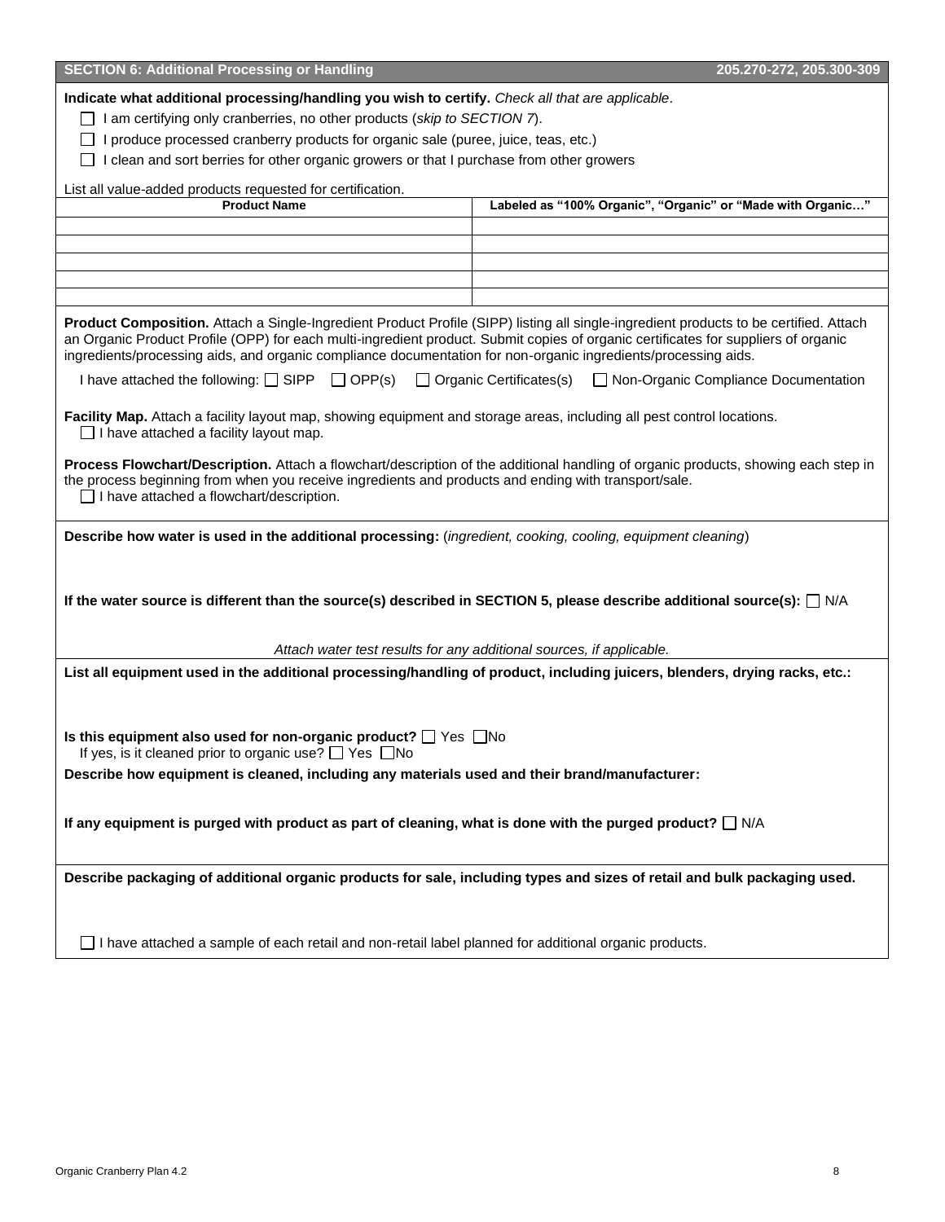## SECTION 6: Additional Processing or Handling — 205.270-272, 205.300-309

**Indicate what additional processing/handling you wish to certify.** *Check all that are applicable.*

- ☐ I am certifying only cranberries, no other products (*skip to SECTION 7*).
- ☐ I produce processed cranberry products for organic sale (puree, juice, teas, etc.)
- ☐ I clean and sort berries for other organic growers or that I purchase from other growers

List all value-added products requested for certification.

| Product Name | Labeled as "100% Organic", "Organic" or "Made with Organic…" |
|---|---|
| | |
| | |
| | |
| | |
| | |

**Product Composition.** Attach a Single-Ingredient Product Profile (SIPP) listing all single-ingredient products to be certified. Attach an Organic Product Profile (OPP) for each multi-ingredient product. Submit copies of organic certificates for suppliers of organic ingredients/processing aids, and organic compliance documentation for non-organic ingredients/processing aids.

I have attached the following: ☐ SIPP ☐ OPP(s) ☐ Organic Certificates(s) ☐ Non-Organic Compliance Documentation

**Facility Map.** Attach a facility layout map, showing equipment and storage areas, including all pest control locations.
☐ I have attached a facility layout map.

**Process Flowchart/Description.** Attach a flowchart/description of the additional handling of organic products, showing each step in the process beginning from when you receive ingredients and products and ending with transport/sale.
☐ I have attached a flowchart/description.

**Describe how water is used in the additional processing:** (*ingredient, cooking, cooling, equipment cleaning*)

**If the water source is different than the source(s) described in SECTION 5, please describe additional source(s):** ☐ N/A

*Attach water test results for any additional sources, if applicable.*

**List all equipment used in the additional processing/handling of product, including juicers, blenders, drying racks, etc.:**

**Is this equipment also used for non-organic product?** ☐ Yes ☐ No
If yes, is it cleaned prior to organic use? ☐ Yes ☐ No

**Describe how equipment is cleaned, including any materials used and their brand/manufacturer:**

**If any equipment is purged with product as part of cleaning, what is done with the purged product?** ☐ N/A

**Describe packaging of additional organic products for sale, including types and sizes of retail and bulk packaging used.**

☐ I have attached a sample of each retail and non-retail label planned for additional organic products.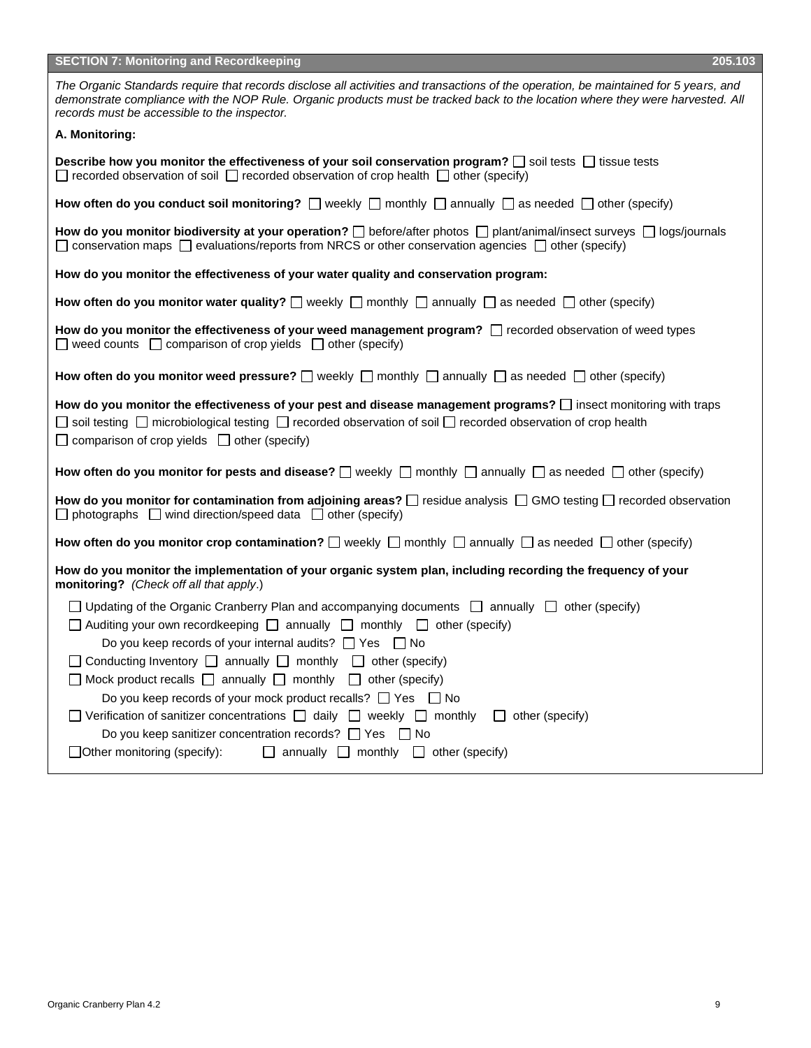## SECTION 7: Monitoring and Recordkeeping 205.103

*The Organic Standards require that records disclose all activities and transactions of the operation, be maintained for 5 years, and demonstrate compliance with the NOP Rule. Organic products must be tracked back to the location where they were harvested. All records must be accessible to the inspector.*

### A. Monitoring:

**Describe how you monitor the effectiveness of your soil conservation program?** ☐ soil tests ☐ tissue tests ☐ recorded observation of soil ☐ recorded observation of crop health ☐ other (specify)

**How often do you conduct soil monitoring?** ☐ weekly ☐ monthly ☐ annually ☐ as needed ☐ other (specify)

**How do you monitor biodiversity at your operation?** ☐ before/after photos ☐ plant/animal/insect surveys ☐ logs/journals ☐ conservation maps ☐ evaluations/reports from NRCS or other conservation agencies ☐ other (specify)

**How do you monitor the effectiveness of your water quality and conservation program:**

**How often do you monitor water quality?** ☐ weekly ☐ monthly ☐ annually ☐ as needed ☐ other (specify)

**How do you monitor the effectiveness of your weed management program?** ☐ recorded observation of weed types ☐ weed counts ☐ comparison of crop yields ☐ other (specify)

**How often do you monitor weed pressure?** ☐ weekly ☐ monthly ☐ annually ☐ as needed ☐ other (specify)

**How do you monitor the effectiveness of your pest and disease management programs?** ☐ insect monitoring with traps ☐ soil testing ☐ microbiological testing ☐ recorded observation of soil ☐ recorded observation of crop health ☐ comparison of crop yields ☐ other (specify)

**How often do you monitor for pests and disease?** ☐ weekly ☐ monthly ☐ annually ☐ as needed ☐ other (specify)

**How do you monitor for contamination from adjoining areas?** ☐ residue analysis ☐ GMO testing ☐ recorded observation ☐ photographs ☐ wind direction/speed data ☐ other (specify)

**How often do you monitor crop contamination?** ☐ weekly ☐ monthly ☐ annually ☐ as needed ☐ other (specify)

**How do you monitor the implementation of your organic system plan, including recording the frequency of your monitoring?** *(Check off all that apply.)*

☐ Updating of the Organic Cranberry Plan and accompanying documents ☐ annually ☐ other (specify)

☐ Auditing your own recordkeeping ☐ annually ☐ monthly ☐ other (specify)

Do you keep records of your internal audits? ☐ Yes ☐ No

☐ Conducting Inventory ☐ annually ☐ monthly ☐ other (specify)

☐ Mock product recalls ☐ annually ☐ monthly ☐ other (specify)

Do you keep records of your mock product recalls? ☐ Yes ☐ No

☐ Verification of sanitizer concentrations ☐ daily ☐ weekly ☐ monthly ☐ other (specify)

Do you keep sanitizer concentration records? ☐ Yes ☐ No

☐ Other monitoring (specify): ☐ annually ☐ monthly ☐ other (specify)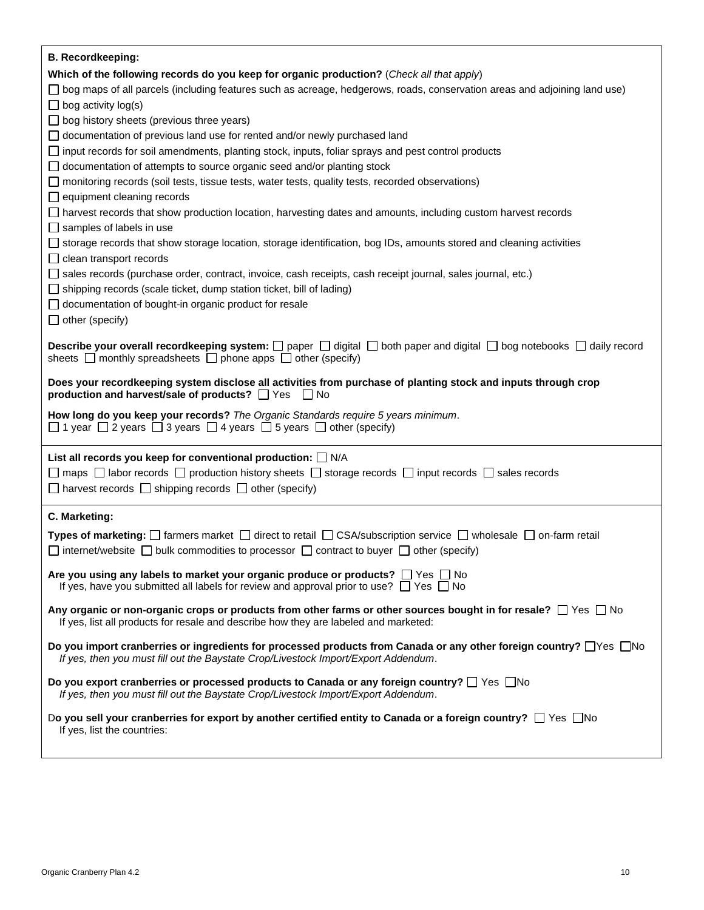**B. Recordkeeping:**

**Which of the following records do you keep for organic production?** (*Check all that apply*)

☐ bog maps of all parcels (including features such as acreage, hedgerows, roads, conservation areas and adjoining land use)
☐ bog activity log(s)
☐ bog history sheets (previous three years)
☐ documentation of previous land use for rented and/or newly purchased land
☐ input records for soil amendments, planting stock, inputs, foliar sprays and pest control products
☐ documentation of attempts to source organic seed and/or planting stock
☐ monitoring records (soil tests, tissue tests, water tests, quality tests, recorded observations)
☐ equipment cleaning records
☐ harvest records that show production location, harvesting dates and amounts, including custom harvest records
☐ samples of labels in use
☐ storage records that show storage location, storage identification, bog IDs, amounts stored and cleaning activities
☐ clean transport records
☐ sales records (purchase order, contract, invoice, cash receipts, cash receipt journal, sales journal, etc.)
☐ shipping records (scale ticket, dump station ticket, bill of lading)
☐ documentation of bought-in organic product for resale
☐ other (specify)

**Describe your overall recordkeeping system:** ☐ paper ☐ digital ☐ both paper and digital ☐ bog notebooks ☐ daily record sheets ☐ monthly spreadsheets ☐ phone apps ☐ other (specify)

**Does your recordkeeping system disclose all activities from purchase of planting stock and inputs through crop production and harvest/sale of products?** ☐ Yes ☐ No

**How long do you keep your records?** *The Organic Standards require 5 years minimum*.
☐ 1 year ☐ 2 years ☐ 3 years ☐ 4 years ☐ 5 years ☐ other (specify)

**List all records you keep for conventional production:** ☐ N/A
☐ maps ☐ labor records ☐ production history sheets ☐ storage records ☐ input records ☐ sales records
☐ harvest records ☐ shipping records ☐ other (specify)

**C. Marketing:**

**Types of marketing:** ☐ farmers market ☐ direct to retail ☐ CSA/subscription service ☐ wholesale ☐ on-farm retail
☐ internet/website ☐ bulk commodities to processor ☐ contract to buyer ☐ other (specify)

**Are you using any labels to market your organic produce or products?** ☐ Yes ☐ No
If yes, have you submitted all labels for review and approval prior to use? ☐ Yes ☐ No

**Any organic or non-organic crops or products from other farms or other sources bought in for resale?** ☐ Yes ☐ No
If yes, list all products for resale and describe how they are labeled and marketed:

**Do you import cranberries or ingredients for processed products from Canada or any other foreign country?** ☐ Yes ☐ No
*If yes, then you must fill out the Baystate Crop/Livestock Import/Export Addendum*.

**Do you export cranberries or processed products to Canada or any foreign country?** ☐ Yes ☐ No
*If yes, then you must fill out the Baystate Crop/Livestock Import/Export Addendum*.

**Do you sell your cranberries for export by another certified entity to Canada or a foreign country?** ☐ Yes ☐ No
If yes, list the countries: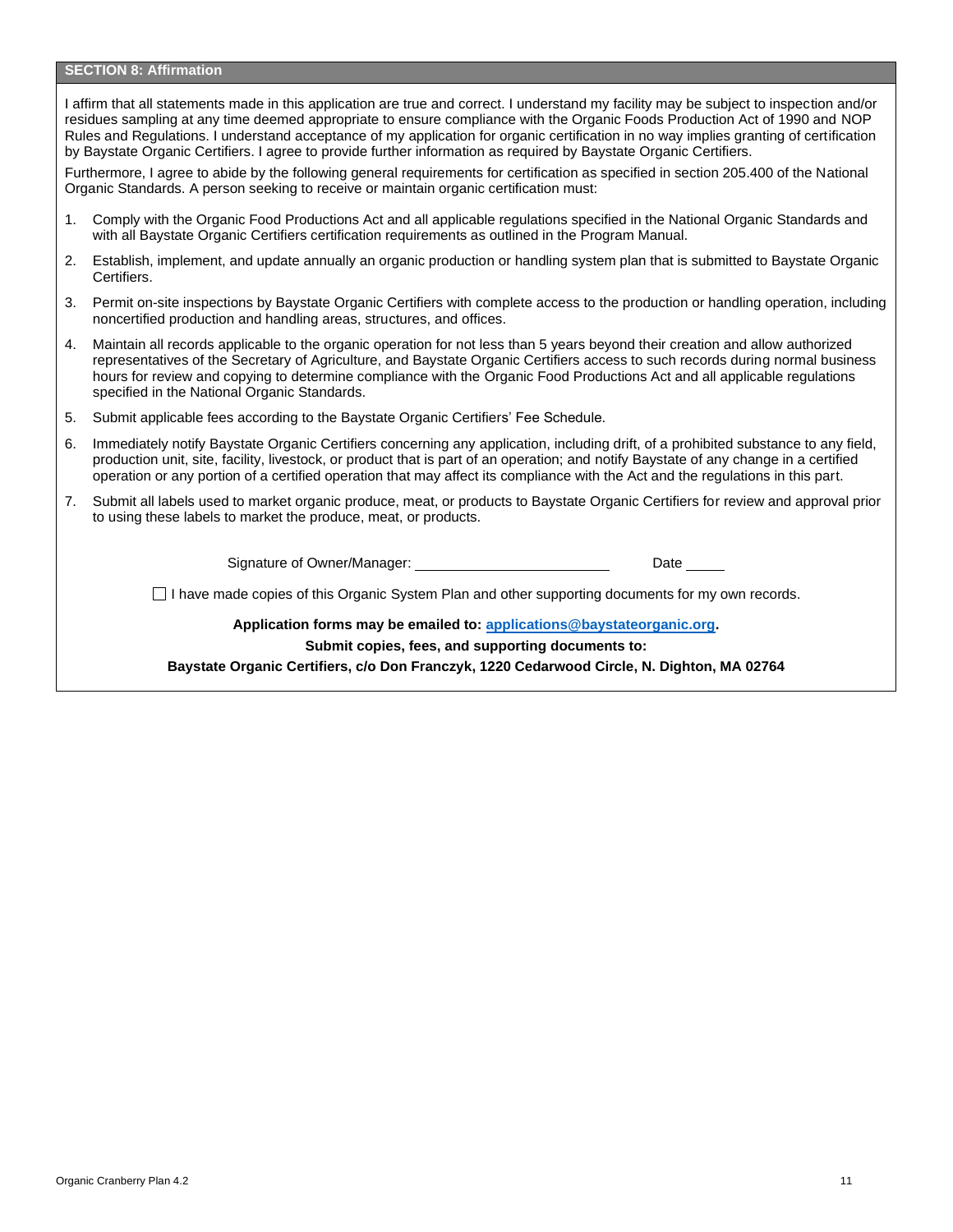## SECTION 8: Affirmation

I affirm that all statements made in this application are true and correct. I understand my facility may be subject to inspection and/or residues sampling at any time deemed appropriate to ensure compliance with the Organic Foods Production Act of 1990 and NOP Rules and Regulations. I understand acceptance of my application for organic certification in no way implies granting of certification by Baystate Organic Certifiers. I agree to provide further information as required by Baystate Organic Certifiers.

Furthermore, I agree to abide by the following general requirements for certification as specified in section 205.400 of the National Organic Standards. A person seeking to receive or maintain organic certification must:

1. Comply with the Organic Food Productions Act and all applicable regulations specified in the National Organic Standards and with all Baystate Organic Certifiers certification requirements as outlined in the Program Manual.
2. Establish, implement, and update annually an organic production or handling system plan that is submitted to Baystate Organic Certifiers.
3. Permit on-site inspections by Baystate Organic Certifiers with complete access to the production or handling operation, including noncertified production and handling areas, structures, and offices.
4. Maintain all records applicable to the organic operation for not less than 5 years beyond their creation and allow authorized representatives of the Secretary of Agriculture, and Baystate Organic Certifiers access to such records during normal business hours for review and copying to determine compliance with the Organic Food Productions Act and all applicable regulations specified in the National Organic Standards.
5. Submit applicable fees according to the Baystate Organic Certifiers' Fee Schedule.
6. Immediately notify Baystate Organic Certifiers concerning any application, including drift, of a prohibited substance to any field, production unit, site, facility, livestock, or product that is part of an operation; and notify Baystate of any change in a certified operation or any portion of a certified operation that may affect its compliance with the Act and the regulations in this part.
7. Submit all labels used to market organic produce, meat, or products to Baystate Organic Certifiers for review and approval prior to using these labels to market the produce, meat, or products.

Signature of Owner/Manager: ________________________ Date _____

☐ I have made copies of this Organic System Plan and other supporting documents for my own records.

**Application forms may be emailed to: applications@baystateorganic.org.**

**Submit copies, fees, and supporting documents to:**

**Baystate Organic Certifiers, c/o Don Franczyk, 1220 Cedarwood Circle, N. Dighton, MA 02764**